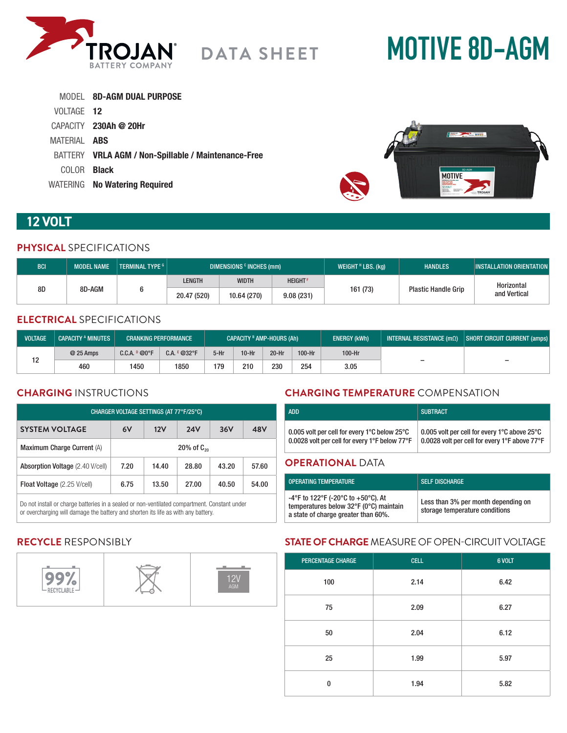# TROJAN BATTERY COMPANY — DATA SHEET

# MOTIVE 8D-AGM

MODEL **8D-AGM DUAL PURPOSE**

VOLTAGE **12**

CAPACITY **230Ah @ 20Hr**

MATERIAL **ABS**

BATTERY **VRLA AGM / Non-Spillable / Maintenance-Free**

COLOR **Black**

WATERING **No Watering Required**

## 12 VOLT

### PHYSICAL SPECIFICATIONS

| BCI | MODEL NAME | TERMINAL TYPE [G] | DIMENSIONS [C] INCHES (mm) | | | WEIGHT [H] LBS. (kg) | HANDLES | INSTALLATION ORIENTATION |
|---|---|---|---|---|---|---|---|---|
| | | | LENGTH | WIDTH | HEIGHT [F] | | | |
| 8D | 8D-AGM | 6 | 20.47 (520) | 10.64 (270) | 9.08 (231) | 161 (73) | Plastic Handle Grip | Horizontal and Vertical |

### ELECTRICAL SPECIFICATIONS

| VOLTAGE | CAPACITY [A] MINUTES | CRANKING PERFORMANCE | | CAPACITY [B] AMP-HOURS (Ah) | | | | ENERGY (kWh) | INTERNAL RESISTANCE (mΩ) | SHORT CIRCUIT CURRENT (amps) |
|---|---|---|---|---|---|---|---|---|---|---|
| | @ 25 Amps | C.C.A. [D] @0°F | C.A. [E] @32°F | 5-Hr | 10-Hr | 20-Hr | 100-Hr | 100-Hr | | |
| 12 | 460 | 1450 | 1850 | 179 | 210 | 230 | 254 | 3.05 | – | – |

### CHARGING INSTRUCTIONS

| CHARGER VOLTAGE SETTINGS (AT 77°F/25°C) | | | | | |
|---|---|---|---|---|---|
| SYSTEM VOLTAGE | 6V | 12V | 24V | 36V | 48V |
| Maximum Charge Current (A) | 20% of $C_{20}$ | | | | |
| Absorption Voltage (2.40 V/cell) | 7.20 | 14.40 | 28.80 | 43.20 | 57.60 |
| Float Voltage (2.25 V/cell) | 6.75 | 13.50 | 27.00 | 40.50 | 54.00 |

Do not install or charge batteries in a sealed or non-ventilated compartment. Constant under or overcharging will damage the battery and shorten its life as with any battery.

### CHARGING TEMPERATURE COMPENSATION

| ADD | SUBTRACT |
|---|---|
| 0.005 volt per cell for every 1°C below 25°C<br>0.0028 volt per cell for every 1°F below 77°F | 0.005 volt per cell for every 1°C above 25°C<br>0.0028 volt per cell for every 1°F above 77°F |

### OPERATIONAL DATA

| OPERATING TEMPERATURE | SELF DISCHARGE |
|---|---|
| -4°F to 122°F (-20°C to +50°C). At temperatures below 32°F (0°C) maintain a state of charge greater than 60%. | Less than 3% per month depending on storage temperature conditions |

### RECYCLE RESPONSIBLY

99% RECYCLABLE | 12V AGM

### STATE OF CHARGE MEASURE OF OPEN-CIRCUIT VOLTAGE

| PERCENTAGE CHARGE | CELL | 6 VOLT |
|---|---|---|
| 100 | 2.14 | 6.42 |
| 75 | 2.09 | 6.27 |
| 50 | 2.04 | 6.12 |
| 25 | 1.99 | 5.97 |
| 0 | 1.94 | 5.82 |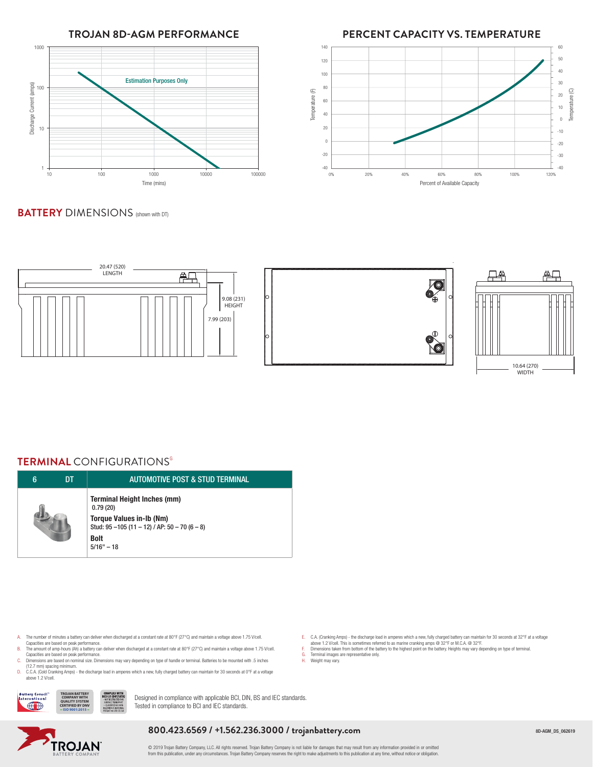## TROJAN 8D-AGM PERFORMANCE

1000
100
10
1
Discharge Current (amps)
10
100
1000
10000
100000
Time (mins)
Estimation Purposes Only

## PERCENT CAPACITY VS. TEMPERATURE

140
120
100
80
60
40
20
0
-20
-40
Temperature (F)
60
50
40
30
20
10
0
-10
-20
-30
-40
Temperature (C)
0%
20%
40%
60%
80%
100%
120%
Percent of Available Capacity

## BATTERY DIMENSIONS (shown with DT)

20.47 (520)
LENGTH
9.08 (231)
HEIGHT
7.99 (203)
10.64 (270)
WIDTH

## TERMINAL CONFIGURATIONS[G]

| 6 | DT | AUTOMOTIVE POST & STUD TERMINAL |
|---|---|---|
| | | **Terminal Height Inches (mm)** 0.79 (20) **Torque Values in-lb (Nm)** Stud: 95 –105 (11 – 12) / AP: 50 – 70 (6 – 8) **Bolt** 5/16" – 18 |

A. The number of minutes a battery can deliver when discharged at a constant rate at 80°F (27°C) and maintain a voltage above 1.75 V/cell. Capacities are based on peak performance.
B. The amount of amp-hours (Ah) a battery can deliver when discharged at a constant rate at 80°F (27°C) and maintain a voltage above 1.75 V/cell. Capacities are based on peak performance.
C. Dimensions are based on nominal size. Dimensions may vary depending on type of handle or terminal. Batteries to be mounted with .5 inches (12.7 mm) spacing minimum.
D. C.C.A. (Cold Cranking Amps) - the discharge load in amperes which a new, fully charged battery can maintain for 30 seconds at 0°F at a voltage above 1.2 V/cell.
E. C.A. (Cranking Amps) - the discharge load in amperes which a new, fully charged battery can maintain for 30 seconds at 32°F at a voltage above 1.2 V/cell. This is sometimes referred to as marine cranking amps @ 32°F or M.C.A. @ 32°F.
F. Dimensions taken from bottom of the battery to the highest point on the battery. Heights may vary depending on type of terminal.
G. Terminal images are representative only.
H. Weight may vary.

Battery Council International

TROJAN BATTERY COMPANY WITH QUALITY SYSTEM CERTIFIED BY DNV = ISO 9001:2015 =

COMPLIES WITH DOS-21 (DOT/IATA) - NOT RESTRICTED FOR SURFACE TRANSPORT - CLASSIFIED AS NON-HAZARDOUS MATERIAL

Designed in compliance with applicable BCI, DIN, BS and IEC standards.
Tested in compliance to BCI and IEC standards.

TROJAN BATTERY COMPANY

**800.423.6569 / +1.562.236.3000 / trojanbattery.com**

8D-AGM_DS_062619

© 2019 Trojan Battery Company, LLC. All rights reserved. Trojan Battery Company is not liable for damages that may result from any information provided in or omitted from this publication, under any circumstances. Trojan Battery Company reserves the right to make adjustments to this publication at any time, without notice or obligation.